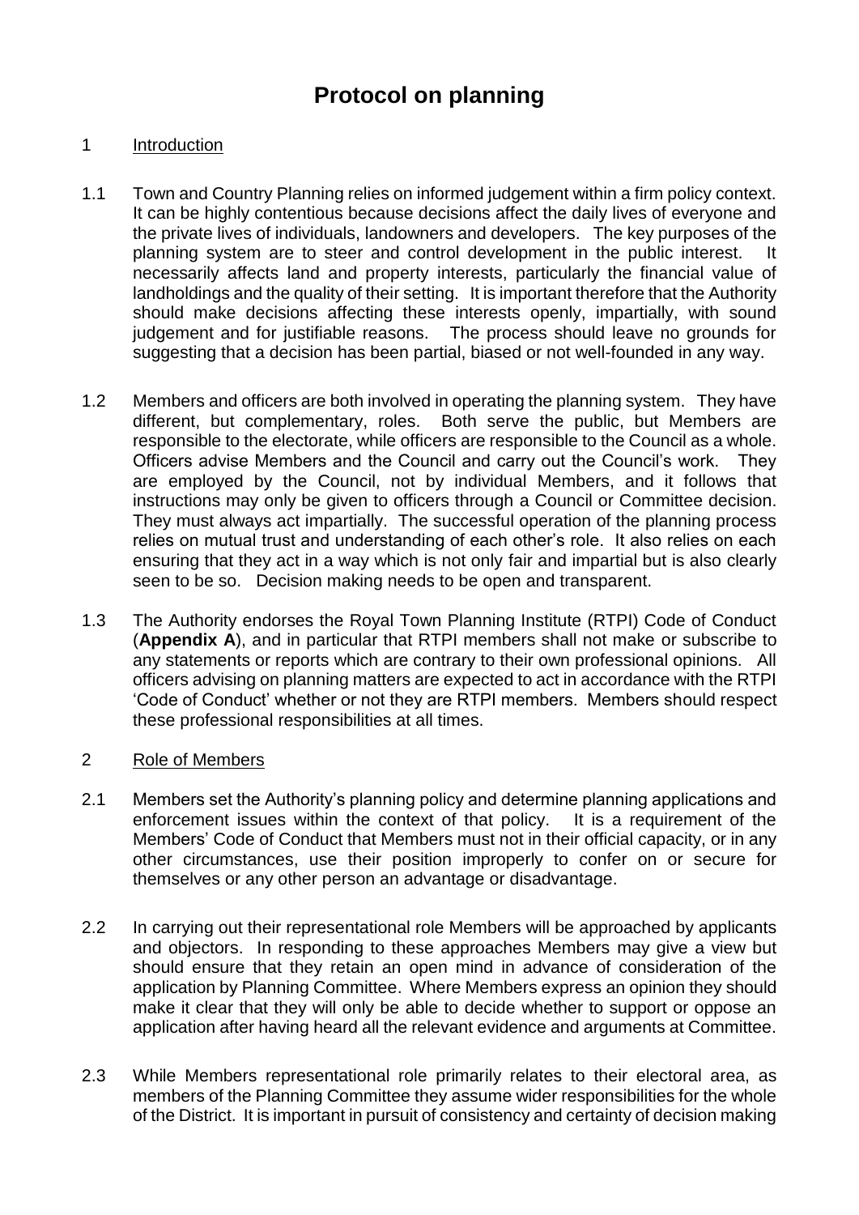# Protocol on planning

## 1 Introduction

1.1 Town and Country Planning relies on informed judgement within a firm policy context. It can be highly contentious because decisions affect the daily lives of everyone and the private lives of individuals, landowners and developers. The key purposes of the planning system are to steer and control development in the public interest. It necessarily affects land and property interests, particularly the financial value of landholdings and the quality of their setting. It is important therefore that the Authority should make decisions affecting these interests openly, impartially, with sound judgement and for justifiable reasons. The process should leave no grounds for suggesting that a decision has been partial, biased or not well-founded in any way.

1.2 Members and officers are both involved in operating the planning system. They have different, but complementary, roles. Both serve the public, but Members are responsible to the electorate, while officers are responsible to the Council as a whole. Officers advise Members and the Council and carry out the Council's work. They are employed by the Council, not by individual Members, and it follows that instructions may only be given to officers through a Council or Committee decision. They must always act impartially. The successful operation of the planning process relies on mutual trust and understanding of each other's role. It also relies on each ensuring that they act in a way which is not only fair and impartial but is also clearly seen to be so. Decision making needs to be open and transparent.

1.3 The Authority endorses the Royal Town Planning Institute (RTPI) Code of Conduct (**Appendix A**), and in particular that RTPI members shall not make or subscribe to any statements or reports which are contrary to their own professional opinions. All officers advising on planning matters are expected to act in accordance with the RTPI 'Code of Conduct' whether or not they are RTPI members. Members should respect these professional responsibilities at all times.

## 2 Role of Members

2.1 Members set the Authority's planning policy and determine planning applications and enforcement issues within the context of that policy. It is a requirement of the Members' Code of Conduct that Members must not in their official capacity, or in any other circumstances, use their position improperly to confer on or secure for themselves or any other person an advantage or disadvantage.

2.2 In carrying out their representational role Members will be approached by applicants and objectors. In responding to these approaches Members may give a view but should ensure that they retain an open mind in advance of consideration of the application by Planning Committee. Where Members express an opinion they should make it clear that they will only be able to decide whether to support or oppose an application after having heard all the relevant evidence and arguments at Committee.

2.3 While Members representational role primarily relates to their electoral area, as members of the Planning Committee they assume wider responsibilities for the whole of the District. It is important in pursuit of consistency and certainty of decision making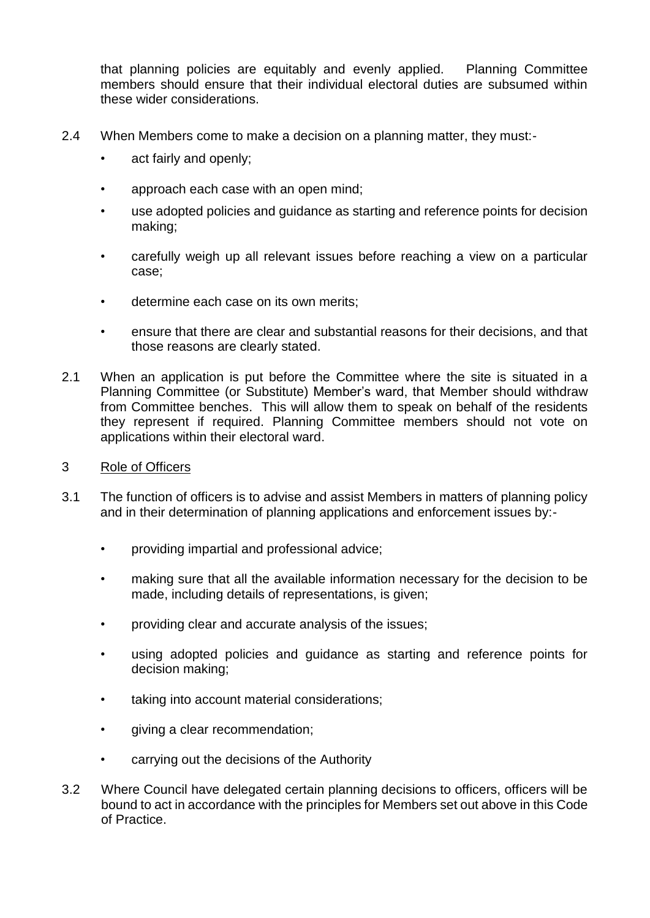that planning policies are equitably and evenly applied. Planning Committee members should ensure that their individual electoral duties are subsumed within these wider considerations.

2.4 When Members come to make a decision on a planning matter, they must:-

- act fairly and openly;
- approach each case with an open mind;
- use adopted policies and guidance as starting and reference points for decision making;
- carefully weigh up all relevant issues before reaching a view on a particular case;
- determine each case on its own merits;
- ensure that there are clear and substantial reasons for their decisions, and that those reasons are clearly stated.

2.1 When an application is put before the Committee where the site is situated in a Planning Committee (or Substitute) Member's ward, that Member should withdraw from Committee benches. This will allow them to speak on behalf of the residents they represent if required. Planning Committee members should not vote on applications within their electoral ward.

## 3 Role of Officers

3.1 The function of officers is to advise and assist Members in matters of planning policy and in their determination of planning applications and enforcement issues by:-

- providing impartial and professional advice;
- making sure that all the available information necessary for the decision to be made, including details of representations, is given;
- providing clear and accurate analysis of the issues;
- using adopted policies and guidance as starting and reference points for decision making;
- taking into account material considerations;
- giving a clear recommendation;
- carrying out the decisions of the Authority

3.2 Where Council have delegated certain planning decisions to officers, officers will be bound to act in accordance with the principles for Members set out above in this Code of Practice.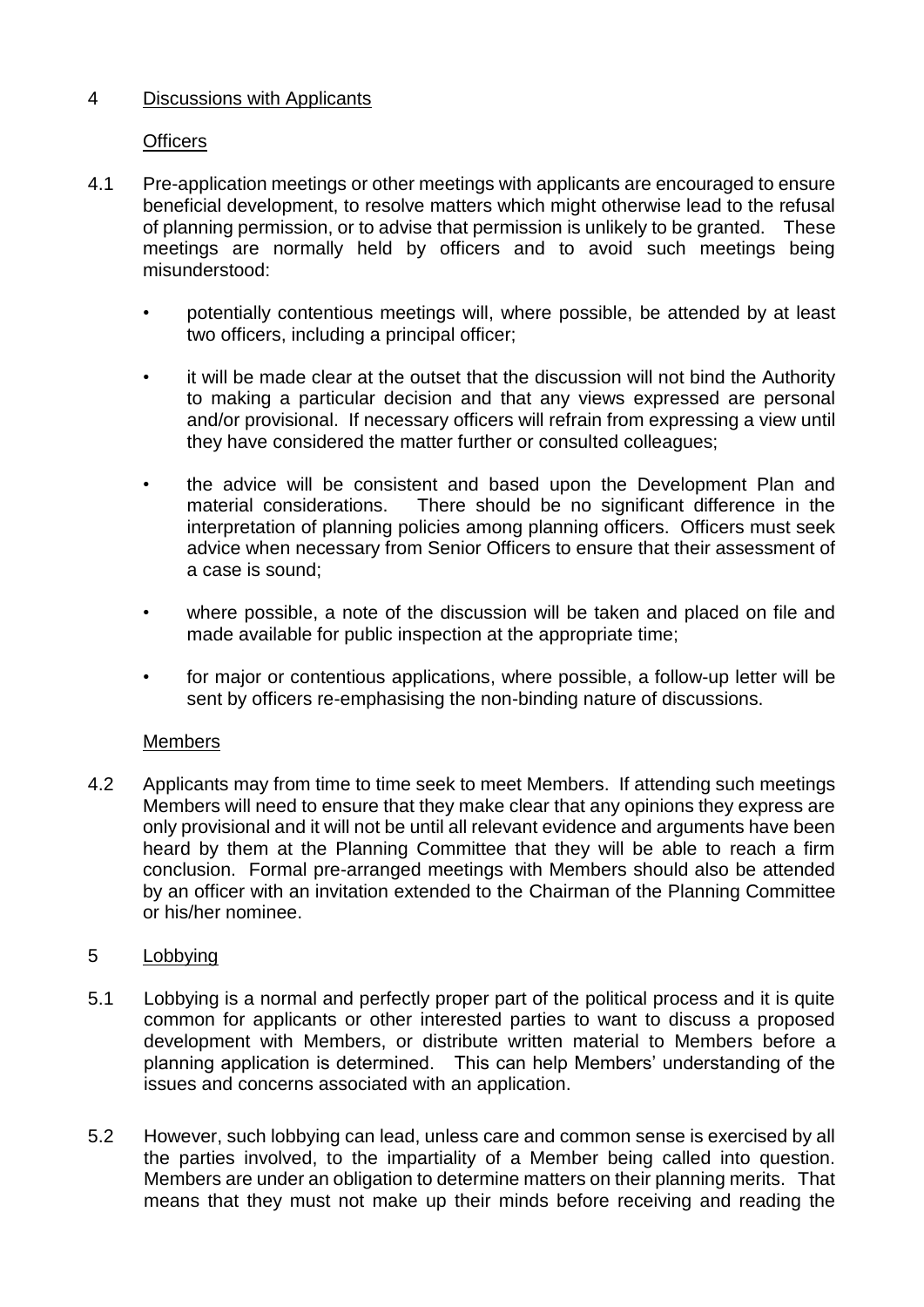## 4 Discussions with Applicants

### Officers

4.1 Pre-application meetings or other meetings with applicants are encouraged to ensure beneficial development, to resolve matters which might otherwise lead to the refusal of planning permission, or to advise that permission is unlikely to be granted. These meetings are normally held by officers and to avoid such meetings being misunderstood:

- potentially contentious meetings will, where possible, be attended by at least two officers, including a principal officer;
- it will be made clear at the outset that the discussion will not bind the Authority to making a particular decision and that any views expressed are personal and/or provisional. If necessary officers will refrain from expressing a view until they have considered the matter further or consulted colleagues;
- the advice will be consistent and based upon the Development Plan and material considerations. There should be no significant difference in the interpretation of planning policies among planning officers. Officers must seek advice when necessary from Senior Officers to ensure that their assessment of a case is sound;
- where possible, a note of the discussion will be taken and placed on file and made available for public inspection at the appropriate time;
- for major or contentious applications, where possible, a follow-up letter will be sent by officers re-emphasising the non-binding nature of discussions.

### Members

4.2 Applicants may from time to time seek to meet Members. If attending such meetings Members will need to ensure that they make clear that any opinions they express are only provisional and it will not be until all relevant evidence and arguments have been heard by them at the Planning Committee that they will be able to reach a firm conclusion. Formal pre-arranged meetings with Members should also be attended by an officer with an invitation extended to the Chairman of the Planning Committee or his/her nominee.

## 5 Lobbying

5.1 Lobbying is a normal and perfectly proper part of the political process and it is quite common for applicants or other interested parties to want to discuss a proposed development with Members, or distribute written material to Members before a planning application is determined. This can help Members' understanding of the issues and concerns associated with an application.

5.2 However, such lobbying can lead, unless care and common sense is exercised by all the parties involved, to the impartiality of a Member being called into question. Members are under an obligation to determine matters on their planning merits. That means that they must not make up their minds before receiving and reading the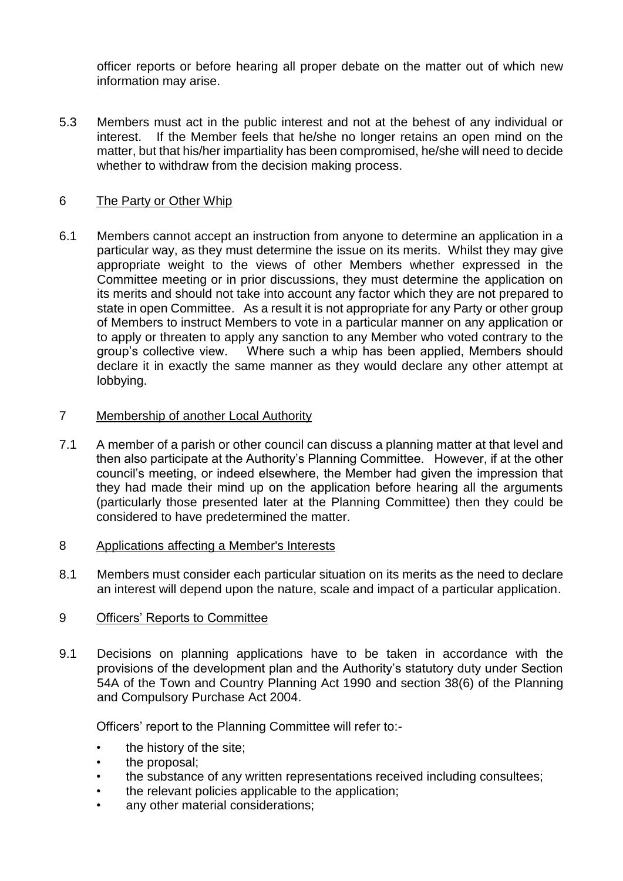officer reports or before hearing all proper debate on the matter out of which new information may arise.

5.3 Members must act in the public interest and not at the behest of any individual or interest. If the Member feels that he/she no longer retains an open mind on the matter, but that his/her impartiality has been compromised, he/she will need to decide whether to withdraw from the decision making process.

## 6 The Party or Other Whip

6.1 Members cannot accept an instruction from anyone to determine an application in a particular way, as they must determine the issue on its merits. Whilst they may give appropriate weight to the views of other Members whether expressed in the Committee meeting or in prior discussions, they must determine the application on its merits and should not take into account any factor which they are not prepared to state in open Committee. As a result it is not appropriate for any Party or other group of Members to instruct Members to vote in a particular manner on any application or to apply or threaten to apply any sanction to any Member who voted contrary to the group's collective view. Where such a whip has been applied, Members should declare it in exactly the same manner as they would declare any other attempt at lobbying.

## 7 Membership of another Local Authority

7.1 A member of a parish or other council can discuss a planning matter at that level and then also participate at the Authority's Planning Committee. However, if at the other council's meeting, or indeed elsewhere, the Member had given the impression that they had made their mind up on the application before hearing all the arguments (particularly those presented later at the Planning Committee) then they could be considered to have predetermined the matter.

## 8 Applications affecting a Member's Interests

8.1 Members must consider each particular situation on its merits as the need to declare an interest will depend upon the nature, scale and impact of a particular application.

## 9 Officers' Reports to Committee

9.1 Decisions on planning applications have to be taken in accordance with the provisions of the development plan and the Authority's statutory duty under Section 54A of the Town and Country Planning Act 1990 and section 38(6) of the Planning and Compulsory Purchase Act 2004.

Officers' report to the Planning Committee will refer to:-

- the history of the site;
- the proposal;
- the substance of any written representations received including consultees;
- the relevant policies applicable to the application;
- any other material considerations;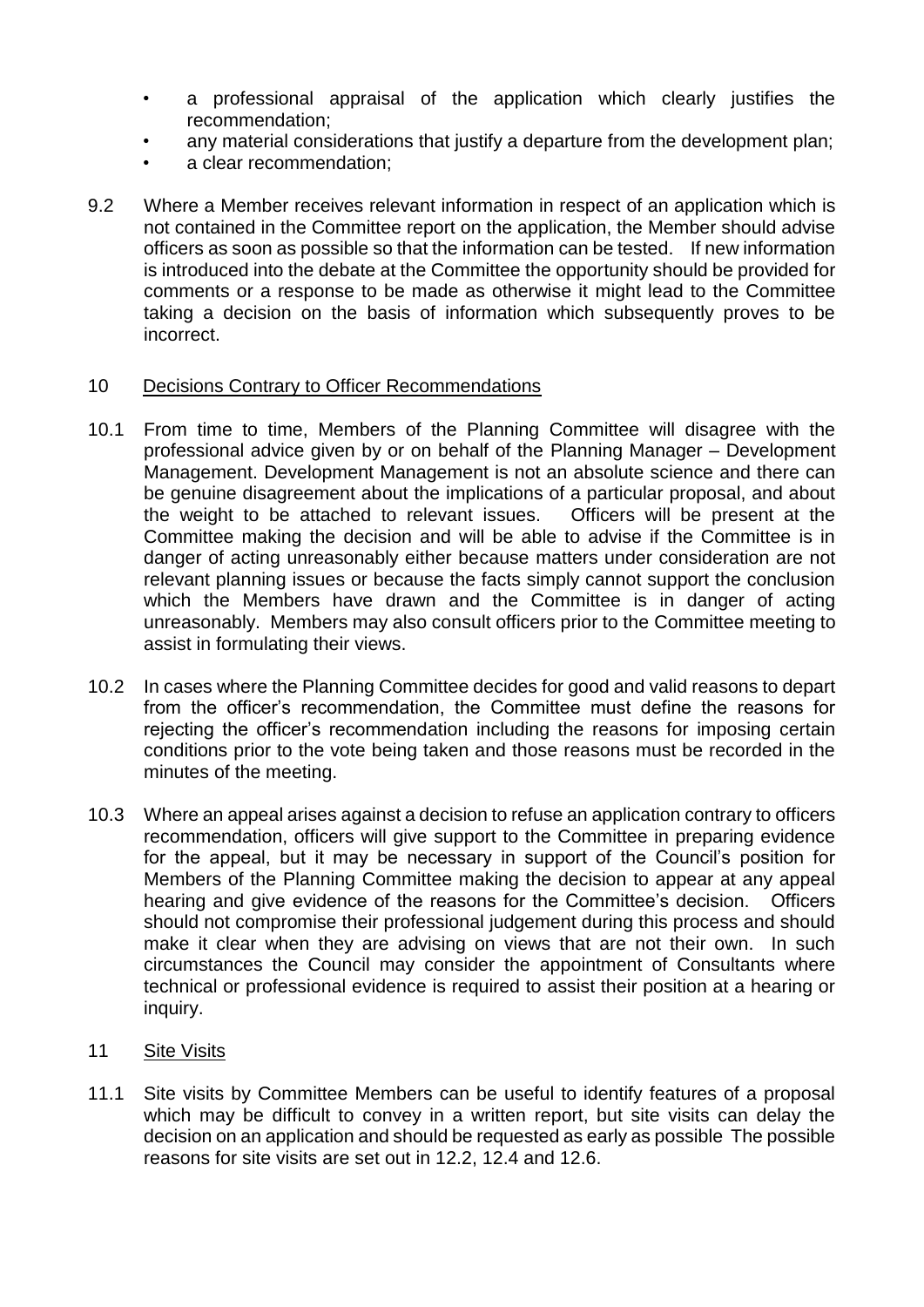- a professional appraisal of the application which clearly justifies the recommendation;
- any material considerations that justify a departure from the development plan;
- a clear recommendation;

9.2 Where a Member receives relevant information in respect of an application which is not contained in the Committee report on the application, the Member should advise officers as soon as possible so that the information can be tested. If new information is introduced into the debate at the Committee the opportunity should be provided for comments or a response to be made as otherwise it might lead to the Committee taking a decision on the basis of information which subsequently proves to be incorrect.

## 10 Decisions Contrary to Officer Recommendations

10.1 From time to time, Members of the Planning Committee will disagree with the professional advice given by or on behalf of the Planning Manager – Development Management. Development Management is not an absolute science and there can be genuine disagreement about the implications of a particular proposal, and about the weight to be attached to relevant issues. Officers will be present at the Committee making the decision and will be able to advise if the Committee is in danger of acting unreasonably either because matters under consideration are not relevant planning issues or because the facts simply cannot support the conclusion which the Members have drawn and the Committee is in danger of acting unreasonably. Members may also consult officers prior to the Committee meeting to assist in formulating their views.

10.2 In cases where the Planning Committee decides for good and valid reasons to depart from the officer's recommendation, the Committee must define the reasons for rejecting the officer's recommendation including the reasons for imposing certain conditions prior to the vote being taken and those reasons must be recorded in the minutes of the meeting.

10.3 Where an appeal arises against a decision to refuse an application contrary to officers recommendation, officers will give support to the Committee in preparing evidence for the appeal, but it may be necessary in support of the Council's position for Members of the Planning Committee making the decision to appear at any appeal hearing and give evidence of the reasons for the Committee's decision. Officers should not compromise their professional judgement during this process and should make it clear when they are advising on views that are not their own. In such circumstances the Council may consider the appointment of Consultants where technical or professional evidence is required to assist their position at a hearing or inquiry.

## 11 Site Visits

11.1 Site visits by Committee Members can be useful to identify features of a proposal which may be difficult to convey in a written report, but site visits can delay the decision on an application and should be requested as early as possible The possible reasons for site visits are set out in 12.2, 12.4 and 12.6.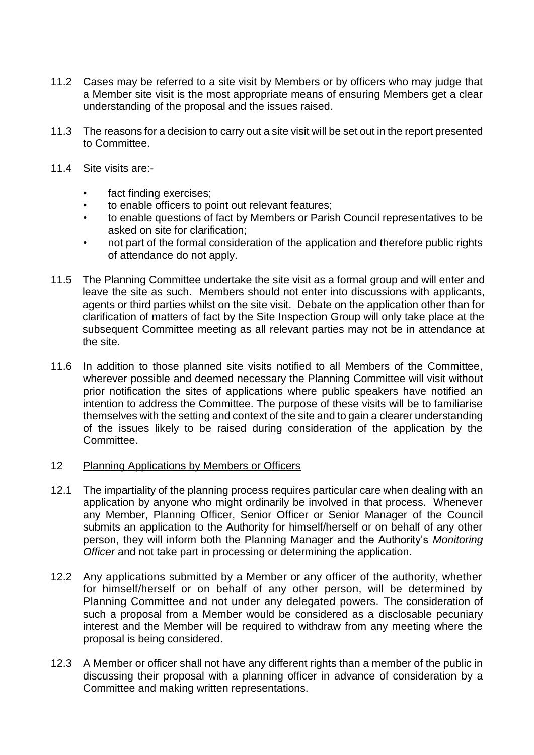11.2 Cases may be referred to a site visit by Members or by officers who may judge that a Member site visit is the most appropriate means of ensuring Members get a clear understanding of the proposal and the issues raised.

11.3 The reasons for a decision to carry out a site visit will be set out in the report presented to Committee.

11.4 Site visits are:-

- fact finding exercises;
- to enable officers to point out relevant features;
- to enable questions of fact by Members or Parish Council representatives to be asked on site for clarification;
- not part of the formal consideration of the application and therefore public rights of attendance do not apply.

11.5 The Planning Committee undertake the site visit as a formal group and will enter and leave the site as such. Members should not enter into discussions with applicants, agents or third parties whilst on the site visit. Debate on the application other than for clarification of matters of fact by the Site Inspection Group will only take place at the subsequent Committee meeting as all relevant parties may not be in attendance at the site.

11.6 In addition to those planned site visits notified to all Members of the Committee, wherever possible and deemed necessary the Planning Committee will visit without prior notification the sites of applications where public speakers have notified an intention to address the Committee. The purpose of these visits will be to familiarise themselves with the setting and context of the site and to gain a clearer understanding of the issues likely to be raised during consideration of the application by the Committee.

## 12 Planning Applications by Members or Officers

12.1 The impartiality of the planning process requires particular care when dealing with an application by anyone who might ordinarily be involved in that process. Whenever any Member, Planning Officer, Senior Officer or Senior Manager of the Council submits an application to the Authority for himself/herself or on behalf of any other person, they will inform both the Planning Manager and the Authority's *Monitoring Officer* and not take part in processing or determining the application.

12.2 Any applications submitted by a Member or any officer of the authority, whether for himself/herself or on behalf of any other person, will be determined by Planning Committee and not under any delegated powers. The consideration of such a proposal from a Member would be considered as a disclosable pecuniary interest and the Member will be required to withdraw from any meeting where the proposal is being considered.

12.3 A Member or officer shall not have any different rights than a member of the public in discussing their proposal with a planning officer in advance of consideration by a Committee and making written representations.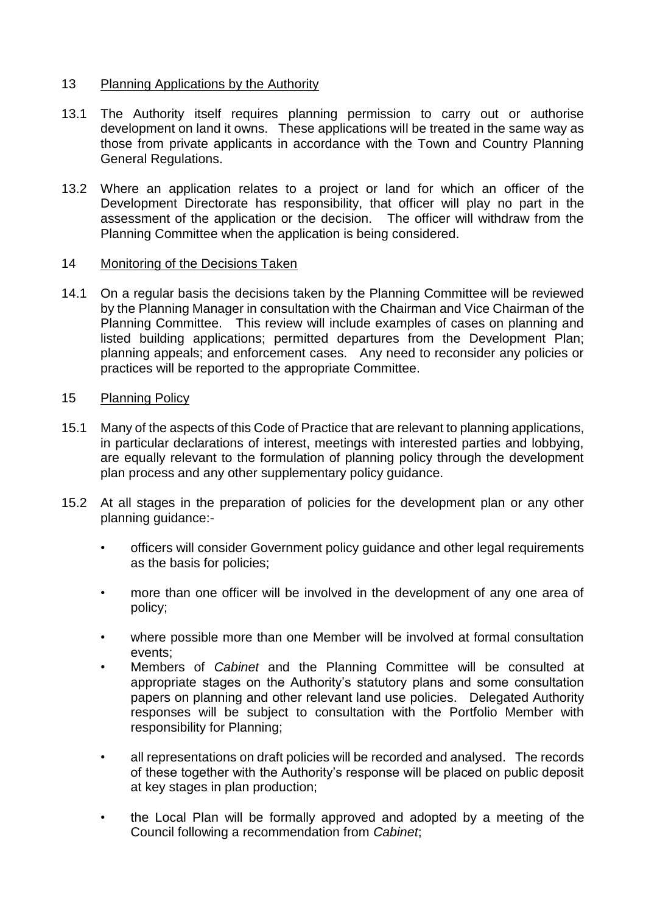## 13 Planning Applications by the Authority

13.1 The Authority itself requires planning permission to carry out or authorise development on land it owns. These applications will be treated in the same way as those from private applicants in accordance with the Town and Country Planning General Regulations.

13.2 Where an application relates to a project or land for which an officer of the Development Directorate has responsibility, that officer will play no part in the assessment of the application or the decision. The officer will withdraw from the Planning Committee when the application is being considered.

## 14 Monitoring of the Decisions Taken

14.1 On a regular basis the decisions taken by the Planning Committee will be reviewed by the Planning Manager in consultation with the Chairman and Vice Chairman of the Planning Committee. This review will include examples of cases on planning and listed building applications; permitted departures from the Development Plan; planning appeals; and enforcement cases. Any need to reconsider any policies or practices will be reported to the appropriate Committee.

## 15 Planning Policy

15.1 Many of the aspects of this Code of Practice that are relevant to planning applications, in particular declarations of interest, meetings with interested parties and lobbying, are equally relevant to the formulation of planning policy through the development plan process and any other supplementary policy guidance.

15.2 At all stages in the preparation of policies for the development plan or any other planning guidance:-

- officers will consider Government policy guidance and other legal requirements as the basis for policies;
- more than one officer will be involved in the development of any one area of policy;
- where possible more than one Member will be involved at formal consultation events;
- Members of *Cabinet* and the Planning Committee will be consulted at appropriate stages on the Authority's statutory plans and some consultation papers on planning and other relevant land use policies. Delegated Authority responses will be subject to consultation with the Portfolio Member with responsibility for Planning;
- all representations on draft policies will be recorded and analysed. The records of these together with the Authority's response will be placed on public deposit at key stages in plan production;
- the Local Plan will be formally approved and adopted by a meeting of the Council following a recommendation from *Cabinet*;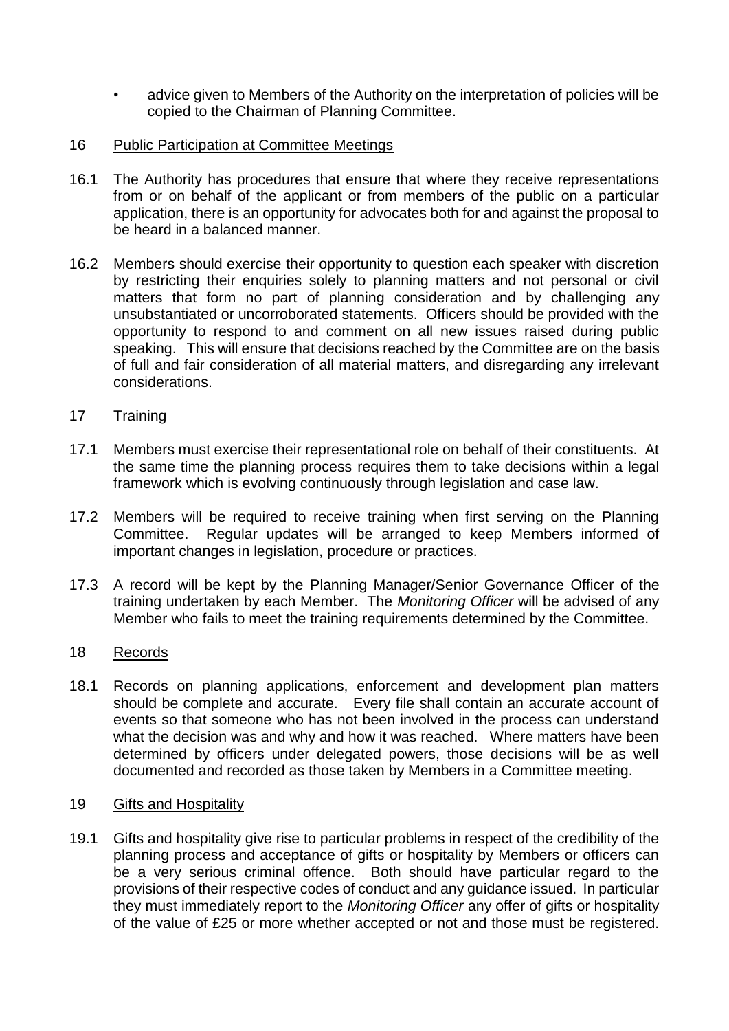- advice given to Members of the Authority on the interpretation of policies will be copied to the Chairman of Planning Committee.

## 16 Public Participation at Committee Meetings

16.1 The Authority has procedures that ensure that where they receive representations from or on behalf of the applicant or from members of the public on a particular application, there is an opportunity for advocates both for and against the proposal to be heard in a balanced manner.

16.2 Members should exercise their opportunity to question each speaker with discretion by restricting their enquiries solely to planning matters and not personal or civil matters that form no part of planning consideration and by challenging any unsubstantiated or uncorroborated statements. Officers should be provided with the opportunity to respond to and comment on all new issues raised during public speaking. This will ensure that decisions reached by the Committee are on the basis of full and fair consideration of all material matters, and disregarding any irrelevant considerations.

## 17 Training

17.1 Members must exercise their representational role on behalf of their constituents. At the same time the planning process requires them to take decisions within a legal framework which is evolving continuously through legislation and case law.

17.2 Members will be required to receive training when first serving on the Planning Committee. Regular updates will be arranged to keep Members informed of important changes in legislation, procedure or practices.

17.3 A record will be kept by the Planning Manager/Senior Governance Officer of the training undertaken by each Member. The *Monitoring Officer* will be advised of any Member who fails to meet the training requirements determined by the Committee.

## 18 Records

18.1 Records on planning applications, enforcement and development plan matters should be complete and accurate. Every file shall contain an accurate account of events so that someone who has not been involved in the process can understand what the decision was and why and how it was reached. Where matters have been determined by officers under delegated powers, those decisions will be as well documented and recorded as those taken by Members in a Committee meeting.

## 19 Gifts and Hospitality

19.1 Gifts and hospitality give rise to particular problems in respect of the credibility of the planning process and acceptance of gifts or hospitality by Members or officers can be a very serious criminal offence. Both should have particular regard to the provisions of their respective codes of conduct and any guidance issued. In particular they must immediately report to the *Monitoring Officer* any offer of gifts or hospitality of the value of £25 or more whether accepted or not and those must be registered.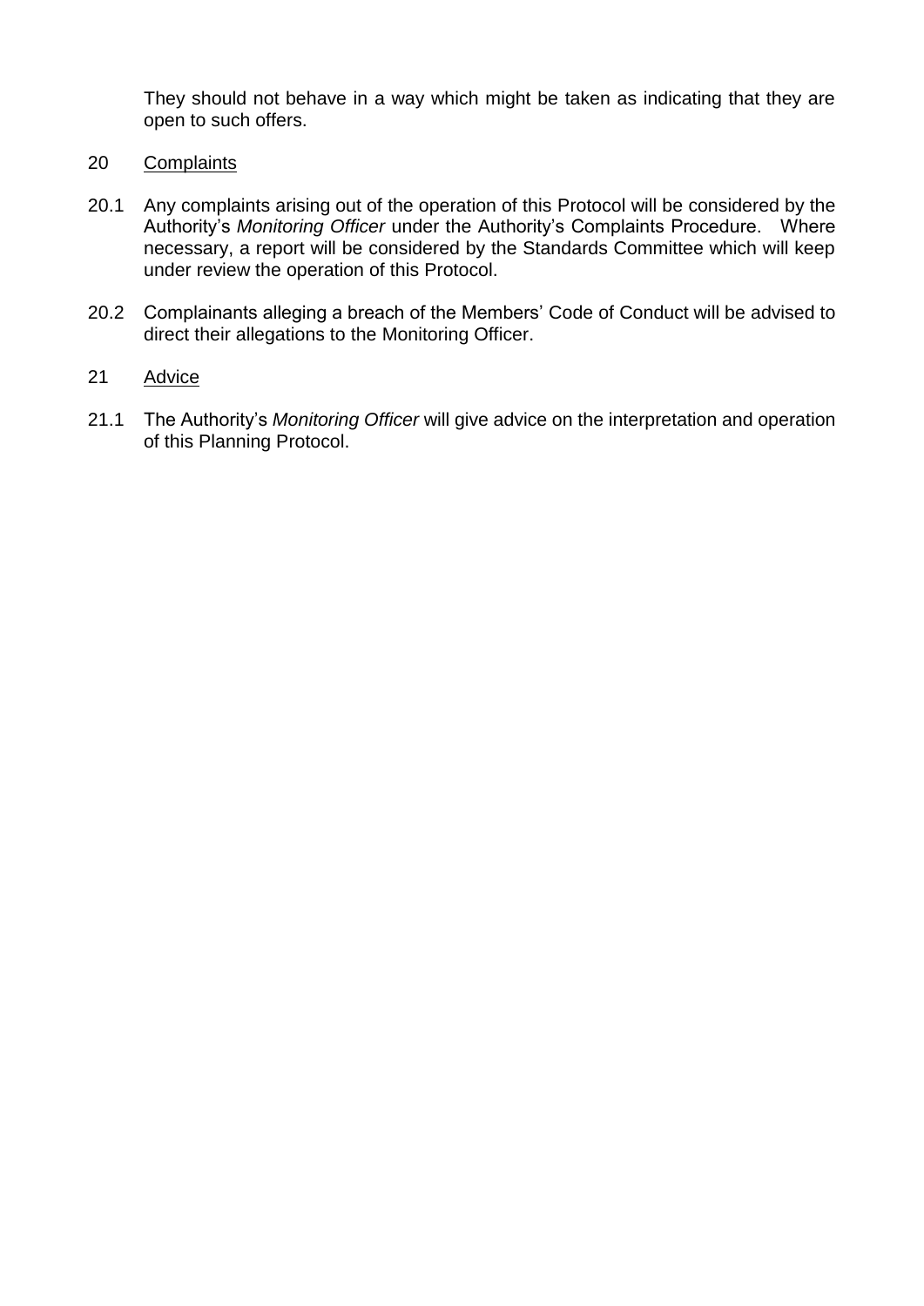They should not behave in a way which might be taken as indicating that they are open to such offers.

20 Complaints

20.1 Any complaints arising out of the operation of this Protocol will be considered by the Authority's *Monitoring Officer* under the Authority's Complaints Procedure. Where necessary, a report will be considered by the Standards Committee which will keep under review the operation of this Protocol.

20.2 Complainants alleging a breach of the Members' Code of Conduct will be advised to direct their allegations to the Monitoring Officer.

21 Advice

21.1 The Authority's *Monitoring Officer* will give advice on the interpretation and operation of this Planning Protocol.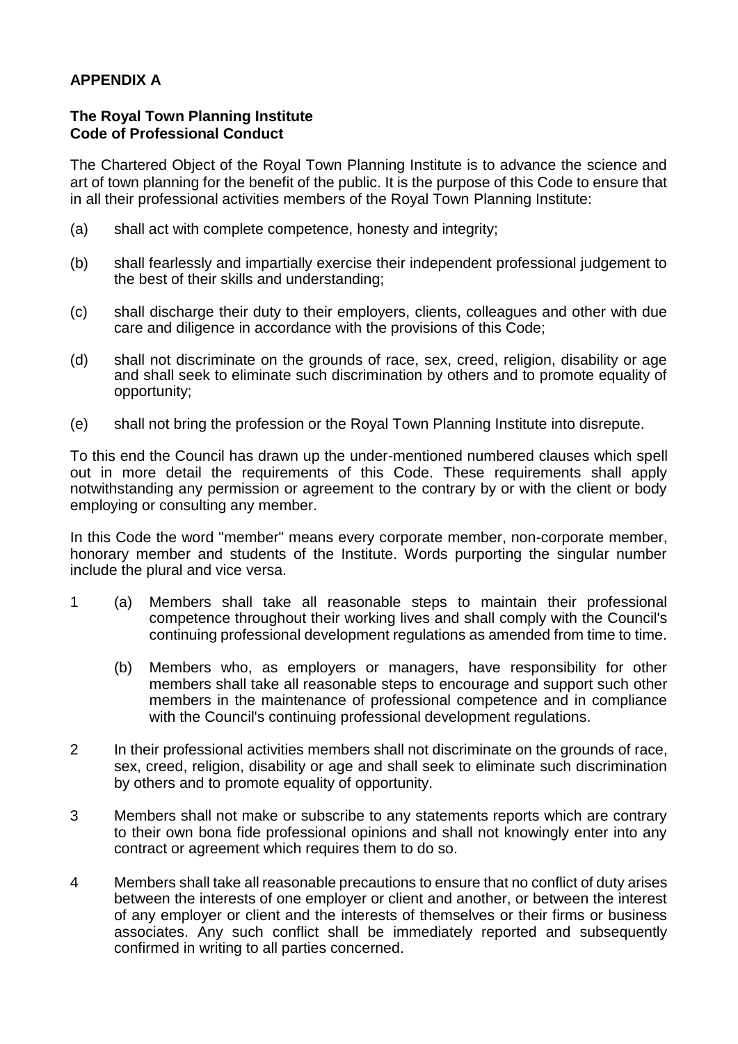**APPENDIX A**

**The Royal Town Planning Institute**
**Code of Professional Conduct**

The Chartered Object of the Royal Town Planning Institute is to advance the science and art of town planning for the benefit of the public. It is the purpose of this Code to ensure that in all their professional activities members of the Royal Town Planning Institute:

(a) shall act with complete competence, honesty and integrity;

(b) shall fearlessly and impartially exercise their independent professional judgement to the best of their skills and understanding;

(c) shall discharge their duty to their employers, clients, colleagues and other with due care and diligence in accordance with the provisions of this Code;

(d) shall not discriminate on the grounds of race, sex, creed, religion, disability or age and shall seek to eliminate such discrimination by others and to promote equality of opportunity;

(e) shall not bring the profession or the Royal Town Planning Institute into disrepute.

To this end the Council has drawn up the under-mentioned numbered clauses which spell out in more detail the requirements of this Code. These requirements shall apply notwithstanding any permission or agreement to the contrary by or with the client or body employing or consulting any member.

In this Code the word "member" means every corporate member, non-corporate member, honorary member and students of the Institute. Words purporting the singular number include the plural and vice versa.

1 (a) Members shall take all reasonable steps to maintain their professional competence throughout their working lives and shall comply with the Council's continuing professional development regulations as amended from time to time.

  (b) Members who, as employers or managers, have responsibility for other members shall take all reasonable steps to encourage and support such other members in the maintenance of professional competence and in compliance with the Council's continuing professional development regulations.

2 In their professional activities members shall not discriminate on the grounds of race, sex, creed, religion, disability or age and shall seek to eliminate such discrimination by others and to promote equality of opportunity.

3 Members shall not make or subscribe to any statements reports which are contrary to their own bona fide professional opinions and shall not knowingly enter into any contract or agreement which requires them to do so.

4 Members shall take all reasonable precautions to ensure that no conflict of duty arises between the interests of one employer or client and another, or between the interest of any employer or client and the interests of themselves or their firms or business associates. Any such conflict shall be immediately reported and subsequently confirmed in writing to all parties concerned.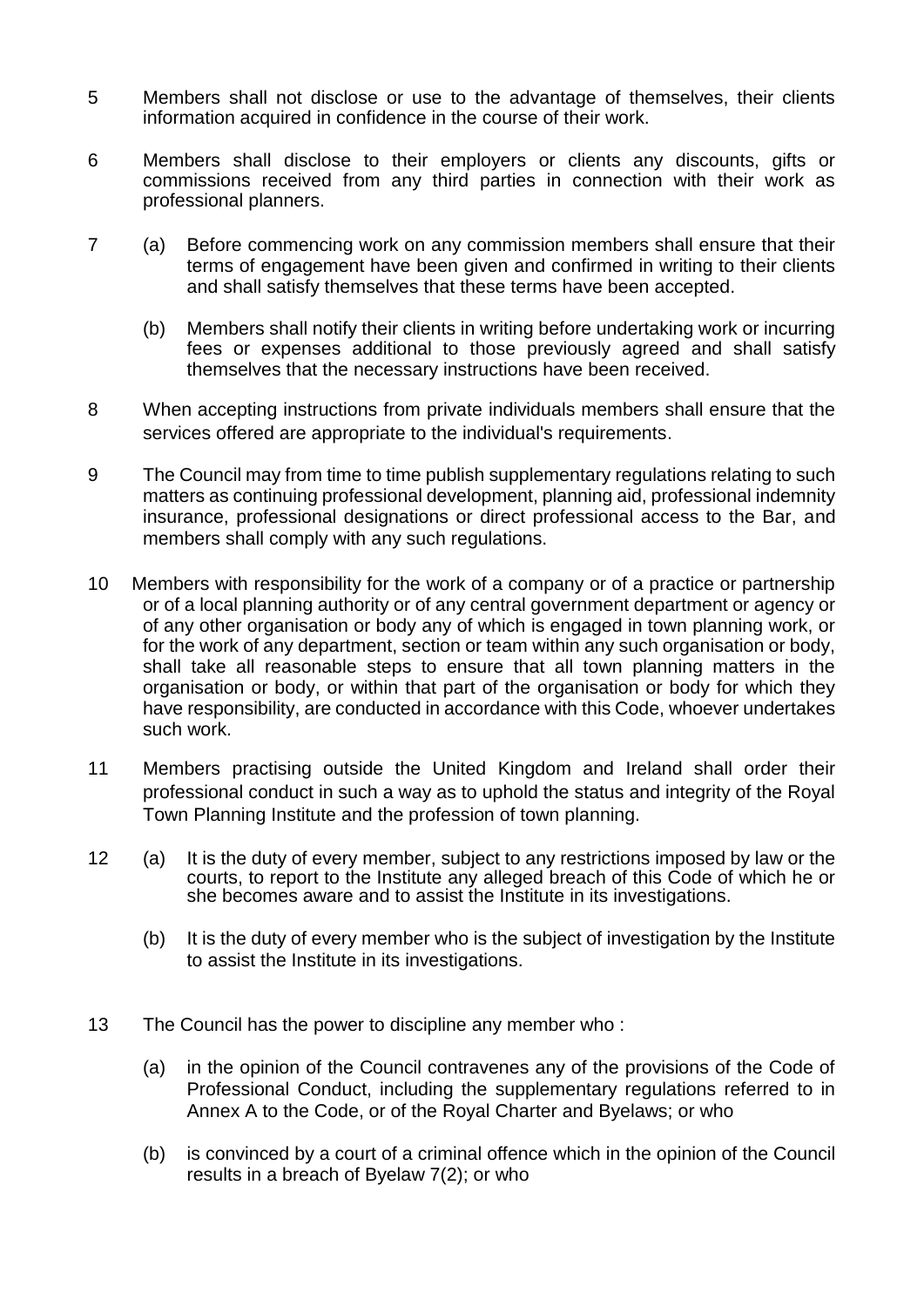5 Members shall not disclose or use to the advantage of themselves, their clients information acquired in confidence in the course of their work.

6 Members shall disclose to their employers or clients any discounts, gifts or commissions received from any third parties in connection with their work as professional planners.

7 (a) Before commencing work on any commission members shall ensure that their terms of engagement have been given and confirmed in writing to their clients and shall satisfy themselves that these terms have been accepted.

   (b) Members shall notify their clients in writing before undertaking work or incurring fees or expenses additional to those previously agreed and shall satisfy themselves that the necessary instructions have been received.

8 When accepting instructions from private individuals members shall ensure that the services offered are appropriate to the individual's requirements.

9 The Council may from time to time publish supplementary regulations relating to such matters as continuing professional development, planning aid, professional indemnity insurance, professional designations or direct professional access to the Bar, and members shall comply with any such regulations.

10 Members with responsibility for the work of a company or of a practice or partnership or of a local planning authority or of any central government department or agency or of any other organisation or body any of which is engaged in town planning work, or for the work of any department, section or team within any such organisation or body, shall take all reasonable steps to ensure that all town planning matters in the organisation or body, or within that part of the organisation or body for which they have responsibility, are conducted in accordance with this Code, whoever undertakes such work.

11 Members practising outside the United Kingdom and Ireland shall order their professional conduct in such a way as to uphold the status and integrity of the Royal Town Planning Institute and the profession of town planning.

12 (a) It is the duty of every member, subject to any restrictions imposed by law or the courts, to report to the Institute any alleged breach of this Code of which he or she becomes aware and to assist the Institute in its investigations.

   (b) It is the duty of every member who is the subject of investigation by the Institute to assist the Institute in its investigations.

13 The Council has the power to discipline any member who :

   (a) in the opinion of the Council contravenes any of the provisions of the Code of Professional Conduct, including the supplementary regulations referred to in Annex A to the Code, or of the Royal Charter and Byelaws; or who

   (b) is convinced by a court of a criminal offence which in the opinion of the Council results in a breach of Byelaw 7(2); or who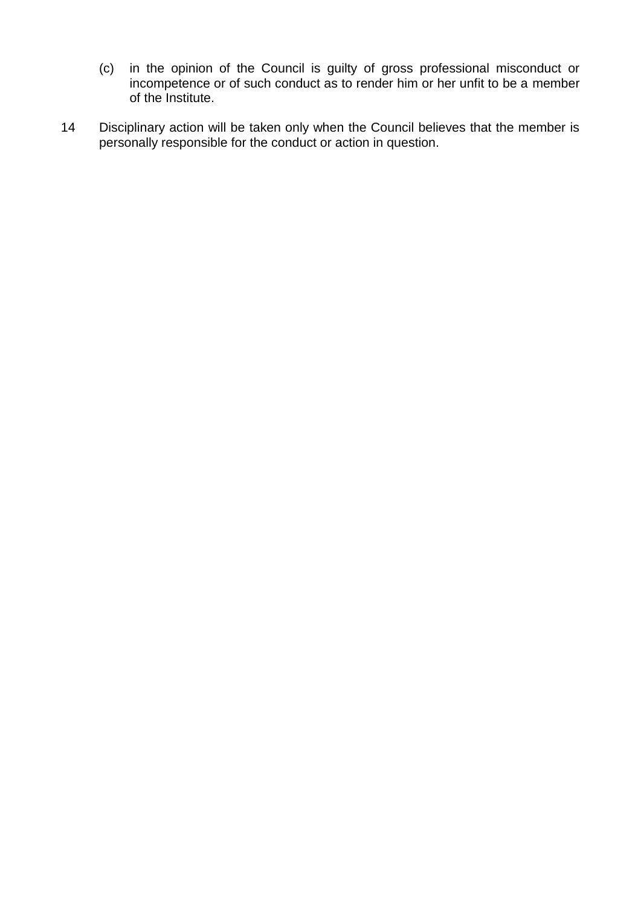(c) in the opinion of the Council is guilty of gross professional misconduct or incompetence or of such conduct as to render him or her unfit to be a member of the Institute.

14 Disciplinary action will be taken only when the Council believes that the member is personally responsible for the conduct or action in question.